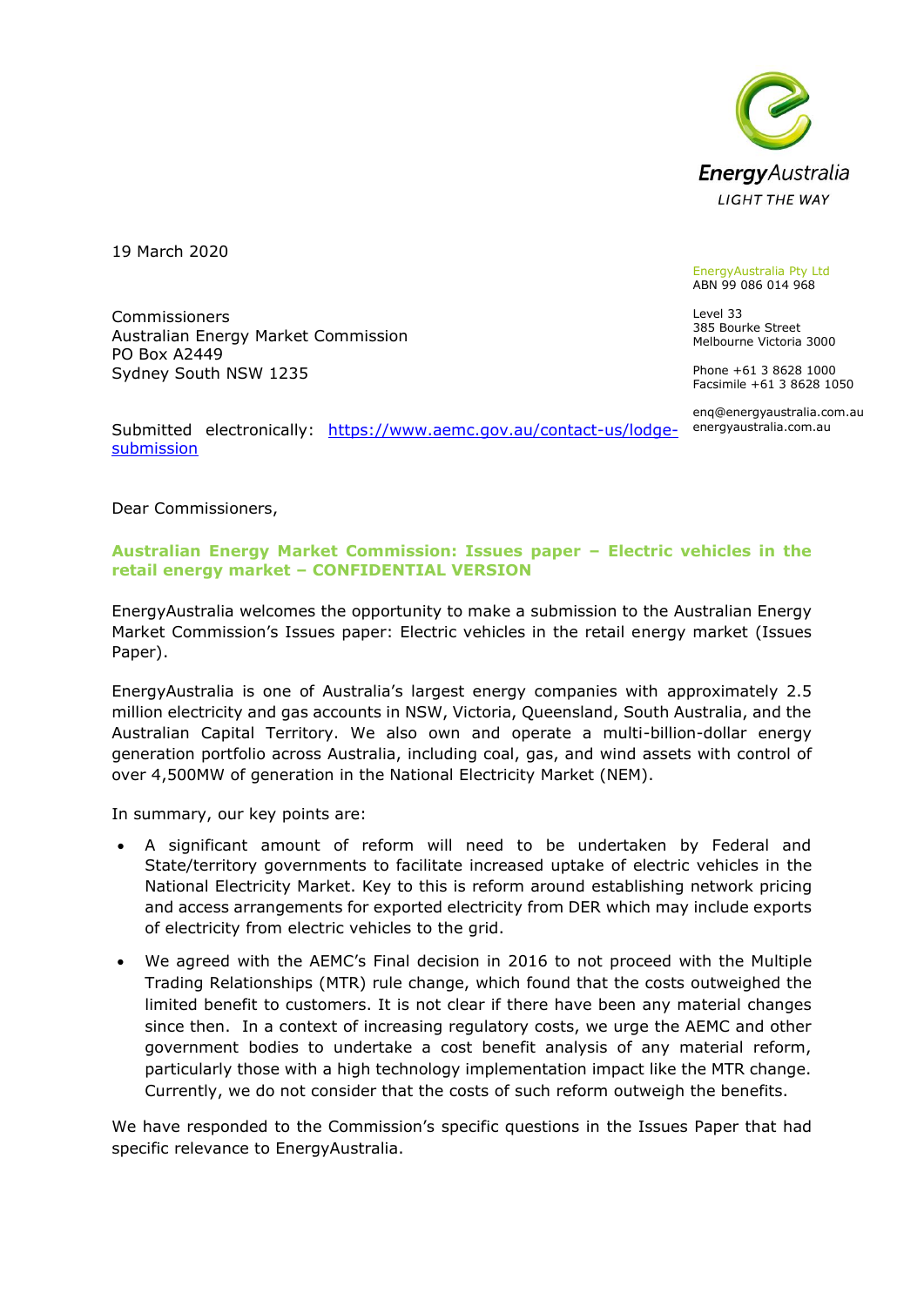EnergyAustralia

LIGHT THE WAY

19 March 2020

EnergyAustralia Pty Ltd
ABN 99 086 014 968

Level 33
385 Bourke Street
Melbourne Victoria 3000

Phone +61 3 8628 1000
Facsimile +61 3 8628 1050

enq@energyaustralia.com.au
energyaustralia.com.au

Commissioners
Australian Energy Market Commission
PO Box A2449
Sydney South NSW 1235

Submitted electronically: [https://www.aemc.gov.au/contact-us/lodge-submission](https://www.aemc.gov.au/contact-us/lodge-submission)

Dear Commissioners,

**Australian Energy Market Commission: Issues paper – Electric vehicles in the retail energy market – CONFIDENTIAL VERSION**

EnergyAustralia welcomes the opportunity to make a submission to the Australian Energy Market Commission's Issues paper: Electric vehicles in the retail energy market (Issues Paper).

EnergyAustralia is one of Australia's largest energy companies with approximately 2.5 million electricity and gas accounts in NSW, Victoria, Queensland, South Australia, and the Australian Capital Territory. We also own and operate a multi-billion-dollar energy generation portfolio across Australia, including coal, gas, and wind assets with control of over 4,500MW of generation in the National Electricity Market (NEM).

In summary, our key points are:

- A significant amount of reform will need to be undertaken by Federal and State/territory governments to facilitate increased uptake of electric vehicles in the National Electricity Market. Key to this is reform around establishing network pricing and access arrangements for exported electricity from DER which may include exports of electricity from electric vehicles to the grid.
- We agreed with the AEMC's Final decision in 2016 to not proceed with the Multiple Trading Relationships (MTR) rule change, which found that the costs outweighed the limited benefit to customers. It is not clear if there have been any material changes since then. In a context of increasing regulatory costs, we urge the AEMC and other government bodies to undertake a cost benefit analysis of any material reform, particularly those with a high technology implementation impact like the MTR change. Currently, we do not consider that the costs of such reform outweigh the benefits.

We have responded to the Commission's specific questions in the Issues Paper that had specific relevance to EnergyAustralia.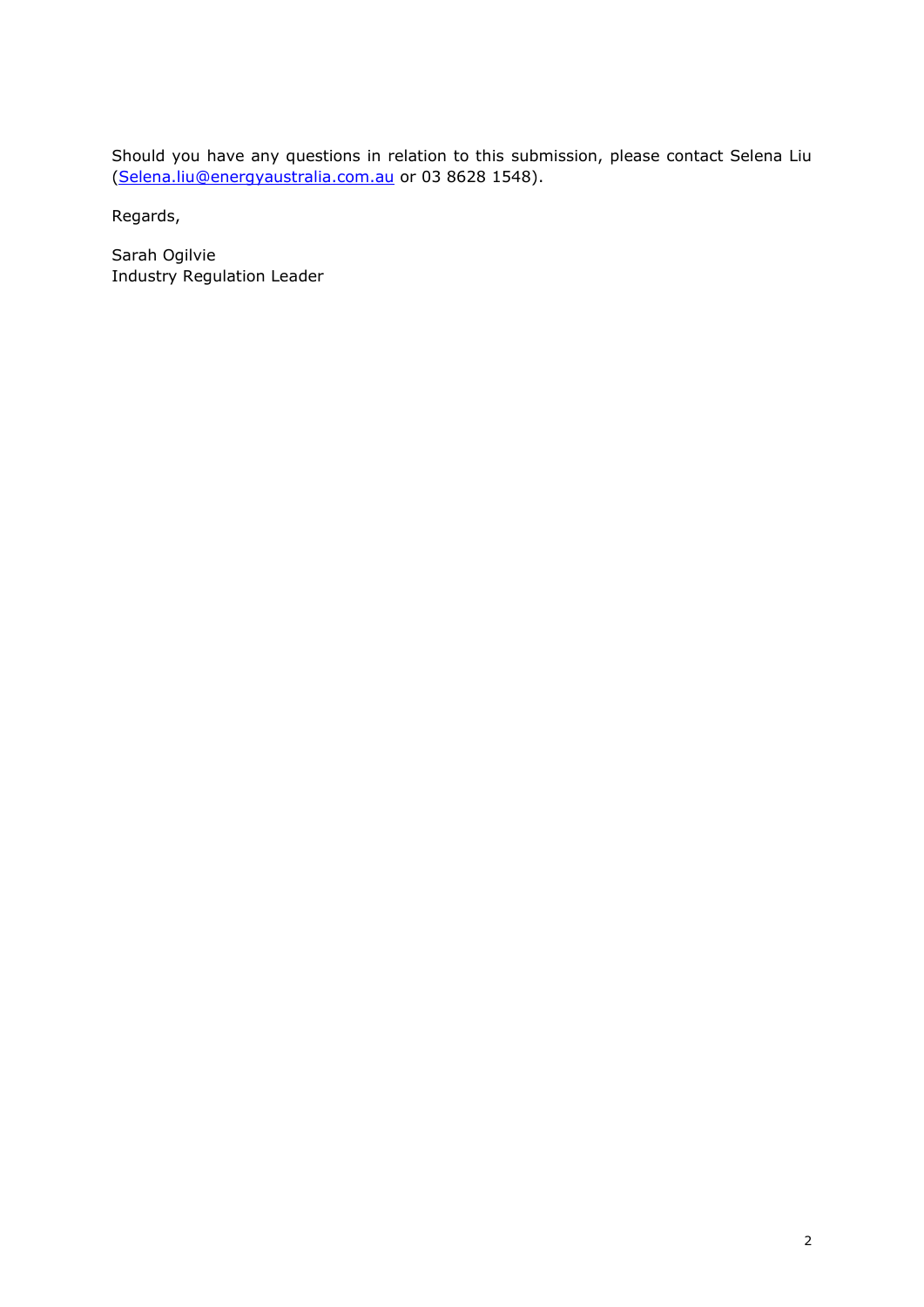Should you have any questions in relation to this submission, please contact Selena Liu ([Selena.liu@energyaustralia.com.au](mailto:Selena.liu@energyaustralia.com.au) or 03 8628 1548).

Regards,

Sarah Ogilvie
Industry Regulation Leader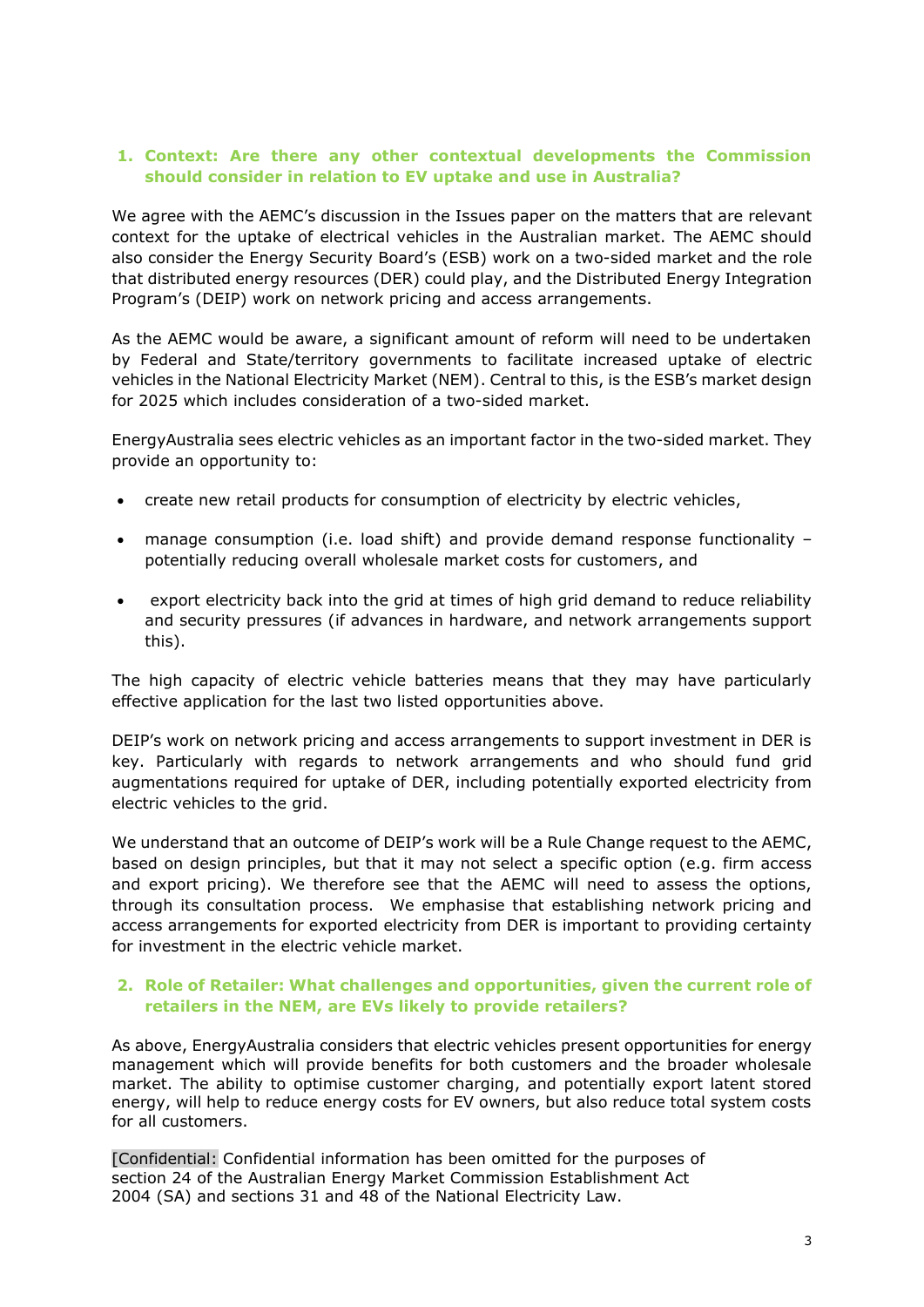1. **Context: Are there any other contextual developments the Commission should consider in relation to EV uptake and use in Australia?**

We agree with the AEMC's discussion in the Issues paper on the matters that are relevant context for the uptake of electrical vehicles in the Australian market. The AEMC should also consider the Energy Security Board's (ESB) work on a two-sided market and the role that distributed energy resources (DER) could play, and the Distributed Energy Integration Program's (DEIP) work on network pricing and access arrangements.

As the AEMC would be aware, a significant amount of reform will need to be undertaken by Federal and State/territory governments to facilitate increased uptake of electric vehicles in the National Electricity Market (NEM). Central to this, is the ESB's market design for 2025 which includes consideration of a two-sided market.

EnergyAustralia sees electric vehicles as an important factor in the two-sided market. They provide an opportunity to:

- create new retail products for consumption of electricity by electric vehicles,
- manage consumption (i.e. load shift) and provide demand response functionality – potentially reducing overall wholesale market costs for customers, and
- export electricity back into the grid at times of high grid demand to reduce reliability and security pressures (if advances in hardware, and network arrangements support this).

The high capacity of electric vehicle batteries means that they may have particularly effective application for the last two listed opportunities above.

DEIP's work on network pricing and access arrangements to support investment in DER is key. Particularly with regards to network arrangements and who should fund grid augmentations required for uptake of DER, including potentially exported electricity from electric vehicles to the grid.

We understand that an outcome of DEIP's work will be a Rule Change request to the AEMC, based on design principles, but that it may not select a specific option (e.g. firm access and export pricing). We therefore see that the AEMC will need to assess the options, through its consultation process. We emphasise that establishing network pricing and access arrangements for exported electricity from DER is important to providing certainty for investment in the electric vehicle market.

2. **Role of Retailer: What challenges and opportunities, given the current role of retailers in the NEM, are EVs likely to provide retailers?**

As above, EnergyAustralia considers that electric vehicles present opportunities for energy management which will provide benefits for both customers and the broader wholesale market. The ability to optimise customer charging, and potentially export latent stored energy, will help to reduce energy costs for EV owners, but also reduce total system costs for all customers.

[Confidential: Confidential information has been omitted for the purposes of section 24 of the Australian Energy Market Commission Establishment Act 2004 (SA) and sections 31 and 48 of the National Electricity Law.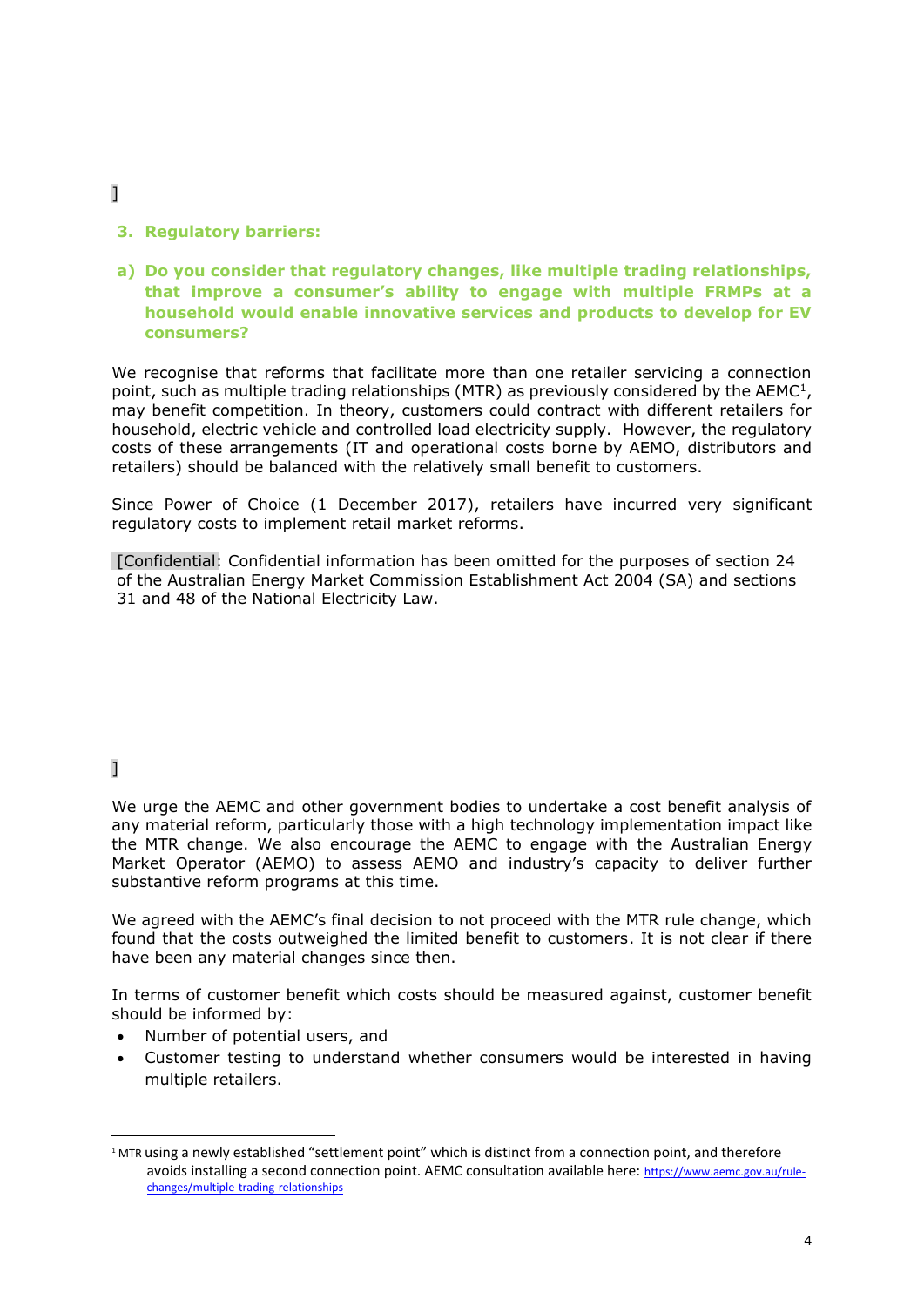]

## 3. Regulatory barriers:

### a) Do you consider that regulatory changes, like multiple trading relationships, that improve a consumer's ability to engage with multiple FRMPs at a household would enable innovative services and products to develop for EV consumers?

We recognise that reforms that facilitate more than one retailer servicing a connection point, such as multiple trading relationships (MTR) as previously considered by the AEMC[1], may benefit competition. In theory, customers could contract with different retailers for household, electric vehicle and controlled load electricity supply. However, the regulatory costs of these arrangements (IT and operational costs borne by AEMO, distributors and retailers) should be balanced with the relatively small benefit to customers.

Since Power of Choice (1 December 2017), retailers have incurred very significant regulatory costs to implement retail market reforms.

[Confidential: Confidential information has been omitted for the purposes of section 24 of the Australian Energy Market Commission Establishment Act 2004 (SA) and sections 31 and 48 of the National Electricity Law.

]

We urge the AEMC and other government bodies to undertake a cost benefit analysis of any material reform, particularly those with a high technology implementation impact like the MTR change. We also encourage the AEMC to engage with the Australian Energy Market Operator (AEMO) to assess AEMO and industry's capacity to deliver further substantive reform programs at this time.

We agreed with the AEMC's final decision to not proceed with the MTR rule change, which found that the costs outweighed the limited benefit to customers. It is not clear if there have been any material changes since then.

In terms of customer benefit which costs should be measured against, customer benefit should be informed by:

- Number of potential users, and
- Customer testing to understand whether consumers would be interested in having multiple retailers.

[1] MTR using a newly established "settlement point" which is distinct from a connection point, and therefore avoids installing a second connection point. AEMC consultation available here: https://www.aemc.gov.au/rule-changes/multiple-trading-relationships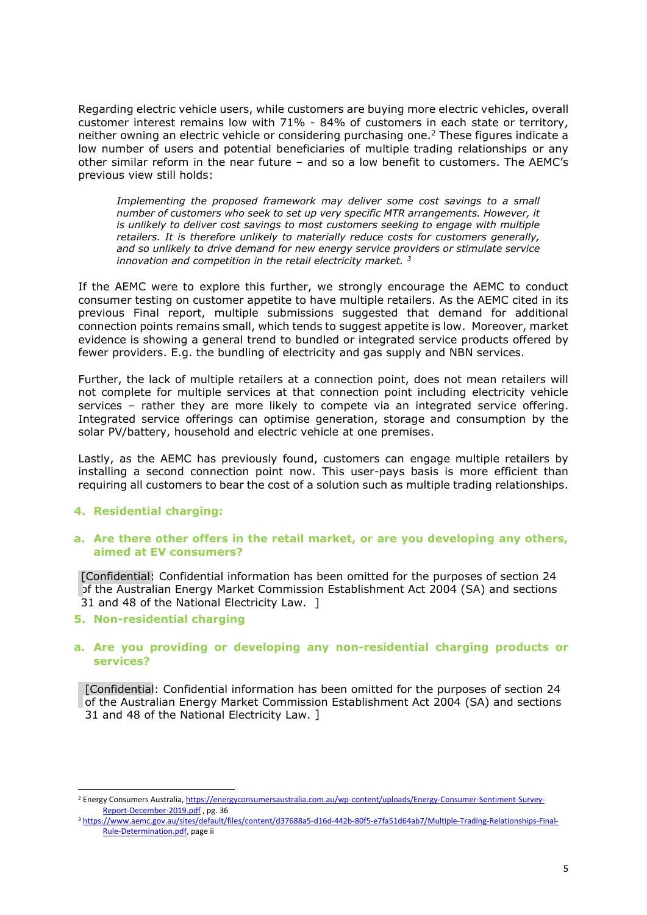Regarding electric vehicle users, while customers are buying more electric vehicles, overall customer interest remains low with 71% - 84% of customers in each state or territory, neither owning an electric vehicle or considering purchasing one.[2] These figures indicate a low number of users and potential beneficiaries of multiple trading relationships or any other similar reform in the near future – and so a low benefit to customers. The AEMC's previous view still holds:

> *Implementing the proposed framework may deliver some cost savings to a small number of customers who seek to set up very specific MTR arrangements. However, it is unlikely to deliver cost savings to most customers seeking to engage with multiple retailers. It is therefore unlikely to materially reduce costs for customers generally, and so unlikely to drive demand for new energy service providers or stimulate service innovation and competition in the retail electricity market.* [3]

If the AEMC were to explore this further, we strongly encourage the AEMC to conduct consumer testing on customer appetite to have multiple retailers. As the AEMC cited in its previous Final report, multiple submissions suggested that demand for additional connection points remains small, which tends to suggest appetite is low. Moreover, market evidence is showing a general trend to bundled or integrated service products offered by fewer providers. E.g. the bundling of electricity and gas supply and NBN services.

Further, the lack of multiple retailers at a connection point, does not mean retailers will not complete for multiple services at that connection point including electricity vehicle services – rather they are more likely to compete via an integrated service offering. Integrated service offerings can optimise generation, storage and consumption by the solar PV/battery, household and electric vehicle at one premises.

Lastly, as the AEMC has previously found, customers can engage multiple retailers by installing a second connection point now. This user-pays basis is more efficient than requiring all customers to bear the cost of a solution such as multiple trading relationships.

## 4. Residential charging:

### a. Are there other offers in the retail market, or are you developing any others, aimed at EV consumers?

[Confidential: Confidential information has been omitted for the purposes of section 24 of the Australian Energy Market Commission Establishment Act 2004 (SA) and sections 31 and 48 of the National Electricity Law. ]

## 5. Non-residential charging

### a. Are you providing or developing any non-residential charging products or services?

[Confidential: Confidential information has been omitted for the purposes of section 24 of the Australian Energy Market Commission Establishment Act 2004 (SA) and sections 31 and 48 of the National Electricity Law. ]

---

[2] Energy Consumers Australia, https://energyconsumersaustralia.com.au/wp-content/uploads/Energy-Consumer-Sentiment-Survey-Report-December-2019.pdf , pg. 36

[3] https://www.aemc.gov.au/sites/default/files/content/d37688a5-d16d-442b-80f5-e7fa51d64ab7/Multiple-Trading-Relationships-Final-Rule-Determination.pdf, page ii